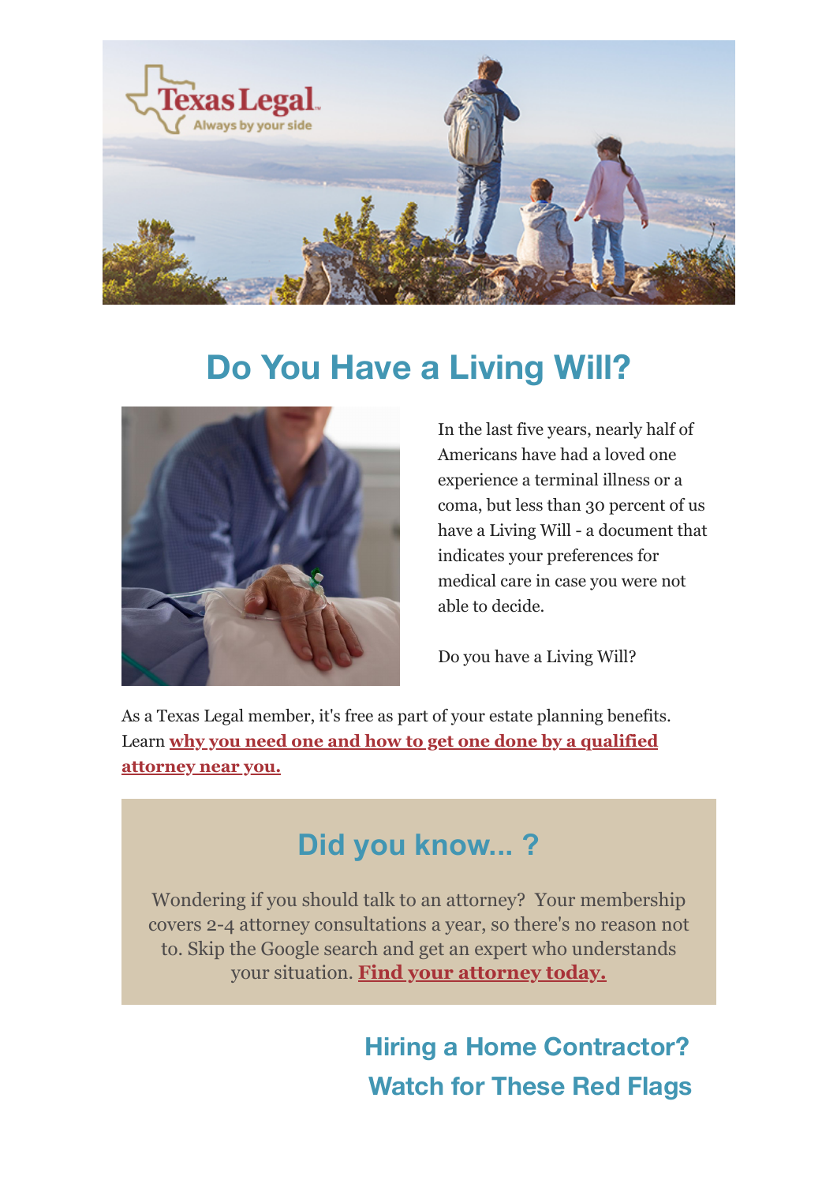# Do You Have a Living Will?

In the last five years, nearly half of Americans have had a loved one experience a terminal illness or a coma, but less than 30 percent of us have a Living Will - a document that indicates your preferences for medical care in case you were not able to decide.

Do you have a Living Will?

As a Texas Legal member, it's free as part of your estate planning benefits. Learn **why you need one and how to get one done by a qualified attorney near you.**

## Did you know... ?

Wondering if you should talk to an attorney? Your membership covers 2-4 attorney consultations a year, so there's no reason not to. Skip the Google search and get an expert who understands your situation. **Find your attorney today.**

## Hiring a Home Contractor? Watch for These Red Flags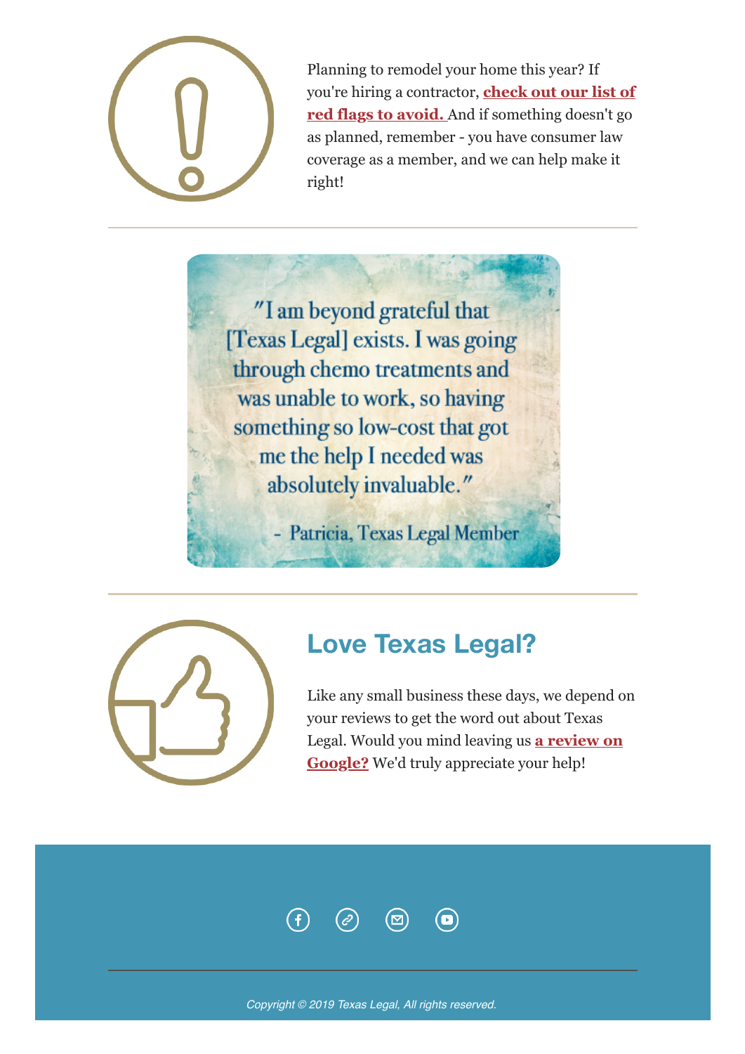Planning to remodel your home this year? If you're hiring a contractor, **check out our list of red flags to avoid.** And if something doesn't go as planned, remember - you have consumer law coverage as a member, and we can help make it right!

---

"I am beyond grateful that [Texas Legal] exists. I was going through chemo treatments and was unable to work, so having something so low-cost that got me the help I needed was absolutely invaluable."

- Patricia, Texas Legal Member

---

## Love Texas Legal?

Like any small business these days, we depend on your reviews to get the word out about Texas Legal. Would you mind leaving us **a review on Google?** We'd truly appreciate your help!

---

*Copyright © 2019 Texas Legal, All rights reserved.*